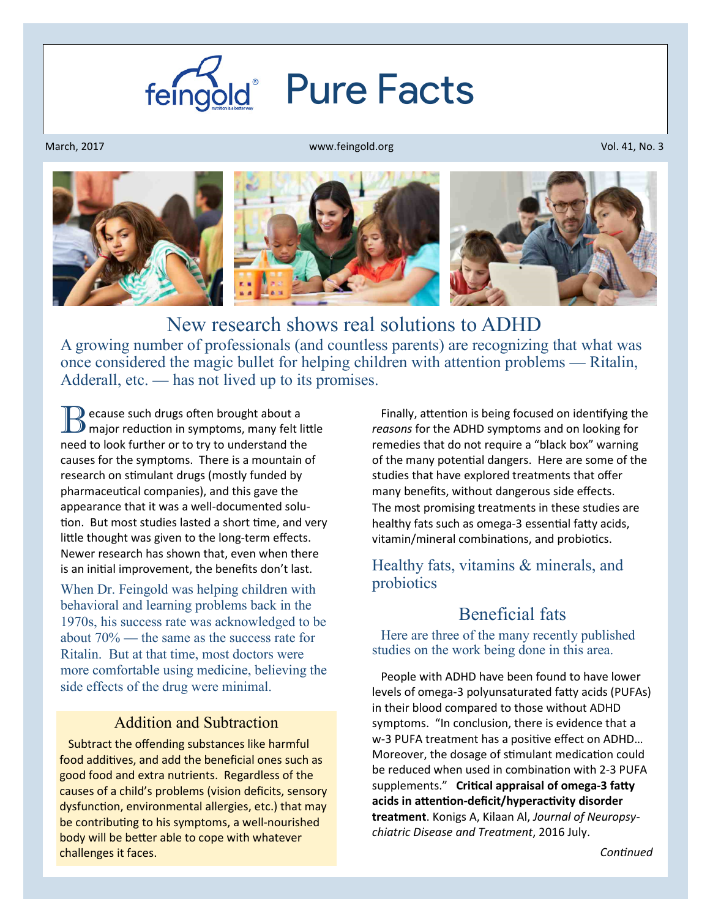# Pure Facts

March, 2017 www.feingold.org Vol. 41, No. 3

## New research shows real solutions to ADHD

A growing number of professionals (and countless parents) are recognizing that what was once considered the magic bullet for helping children with attention problems — Ritalin, Adderall, etc. — has not lived up to its promises.

Because such drugs often brought about a major reduction in symptoms, many felt little need to look further or to try to understand the causes for the symptoms. There is a mountain of research on stimulant drugs (mostly funded by pharmaceutical companies), and this gave the appearance that it was a well-documented solution. But most studies lasted a short time, and very little thought was given to the long-term effects. Newer research has shown that, even when there is an initial improvement, the benefits don't last.

When Dr. Feingold was helping children with behavioral and learning problems back in the 1970s, his success rate was acknowledged to be about 70% — the same as the success rate for Ritalin. But at that time, most doctors were more comfortable using medicine, believing the side effects of the drug were minimal.

### Addition and Subtraction

Subtract the offending substances like harmful food additives, and add the beneficial ones such as good food and extra nutrients. Regardless of the causes of a child's problems (vision deficits, sensory dysfunction, environmental allergies, etc.) that may be contributing to his symptoms, a well-nourished body will be better able to cope with whatever challenges it faces.

Finally, attention is being focused on identifying the *reasons* for the ADHD symptoms and on looking for remedies that do not require a "black box" warning of the many potential dangers. Here are some of the studies that have explored treatments that offer many benefits, without dangerous side effects. The most promising treatments in these studies are healthy fats such as omega-3 essential fatty acids, vitamin/mineral combinations, and probiotics.

## Healthy fats, vitamins & minerals, and probiotics

### Beneficial fats

Here are three of the many recently published studies on the work being done in this area.

People with ADHD have been found to have lower levels of omega-3 polyunsaturated fatty acids (PUFAs) in their blood compared to those without ADHD symptoms. "In conclusion, there is evidence that a w-3 PUFA treatment has a positive effect on ADHD… Moreover, the dosage of stimulant medication could be reduced when used in combination with 2-3 PUFA supplements." **Critical appraisal of omega-3 fatty acids in attention-deficit/hyperactivity disorder treatment**. Konigs A, Kilaan Al, *Journal of Neuropsychiatric Disease and Treatment*, 2016 July.

*Continued*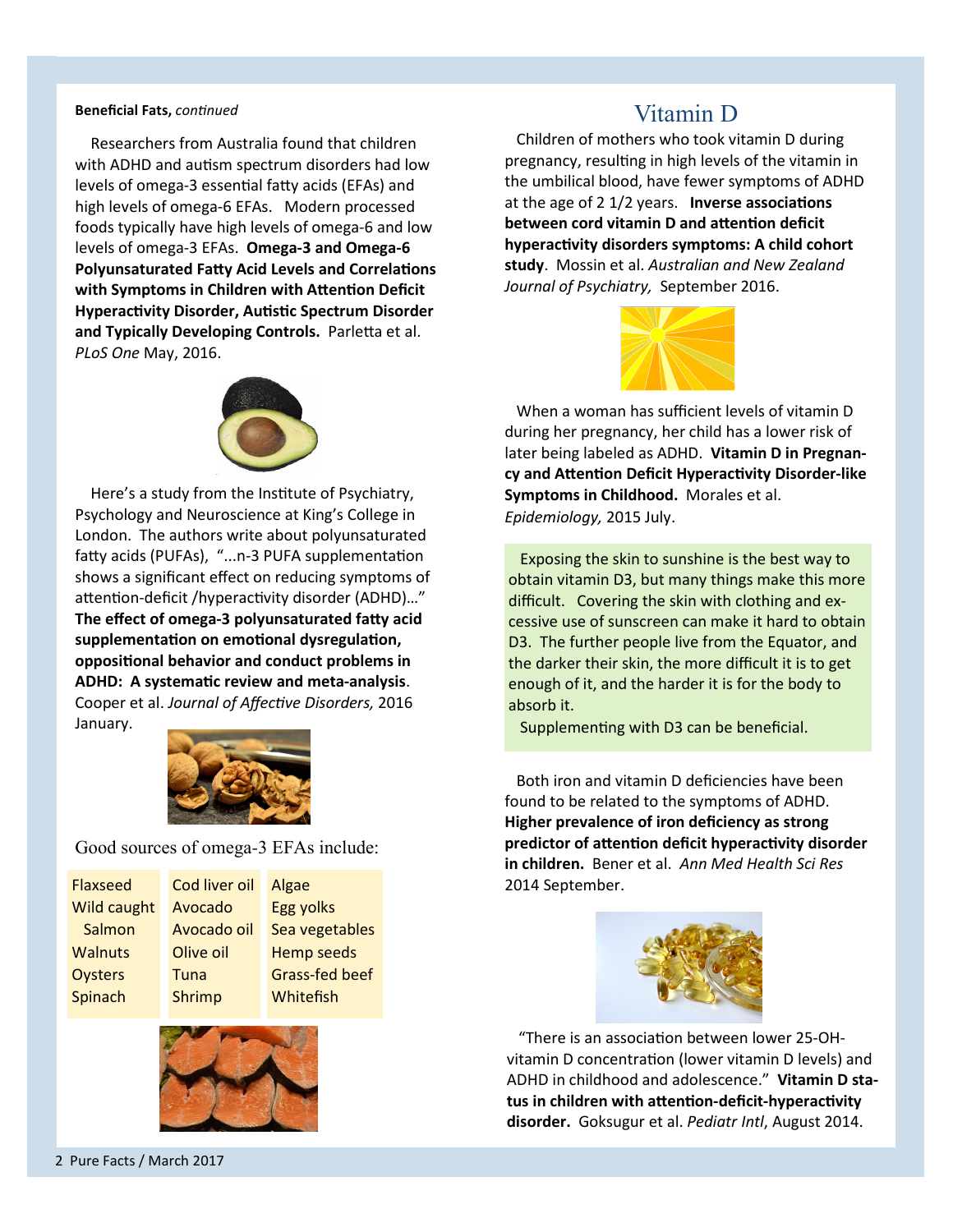**Beneficial Fats,** *continued*

Researchers from Australia found that children with ADHD and autism spectrum disorders had low levels of omega-3 essential fatty acids (EFAs) and high levels of omega-6 EFAs. Modern processed foods typically have high levels of omega-6 and low levels of omega-3 EFAs. **Omega-3 and Omega-6 Polyunsaturated Fatty Acid Levels and Correlations with Symptoms in Children with Attention Deficit Hyperactivity Disorder, Autistic Spectrum Disorder and Typically Developing Controls.** Parletta et al. *PLoS One* May, 2016.

Here's a study from the Institute of Psychiatry, Psychology and Neuroscience at King's College in London. The authors write about polyunsaturated fatty acids (PUFAs), "...n-3 PUFA supplementation shows a significant effect on reducing symptoms of attention-deficit /hyperactivity disorder (ADHD)..." **The effect of omega-3 polyunsaturated fatty acid supplementation on emotional dysregulation, oppositional behavior and conduct problems in ADHD: A systematic review and meta-analysis**. Cooper et al. *Journal of Affective Disorders,* 2016 January.

Good sources of omega-3 EFAs include:

| | | |
|---|---|---|
| Flaxseed | Cod liver oil | Algae |
| Wild caught Salmon | Avocado | Egg yolks |
| Walnuts | Avocado oil | Sea vegetables |
| Oysters | Olive oil | Hemp seeds |
| Spinach | Tuna | Grass-fed beef |
| | Shrimp | Whitefish |

## Vitamin D

Children of mothers who took vitamin D during pregnancy, resulting in high levels of the vitamin in the umbilical blood, have fewer symptoms of ADHD at the age of 2 1/2 years. **Inverse associations between cord vitamin D and attention deficit hyperactivity disorders symptoms: A child cohort study**. Mossin et al. *Australian and New Zealand Journal of Psychiatry,* September 2016.

When a woman has sufficient levels of vitamin D during her pregnancy, her child has a lower risk of later being labeled as ADHD. **Vitamin D in Pregnancy and Attention Deficit Hyperactivity Disorder-like Symptoms in Childhood.** Morales et al. *Epidemiology,* 2015 July.

Exposing the skin to sunshine is the best way to obtain vitamin D3, but many things make this more difficult. Covering the skin with clothing and excessive use of sunscreen can make it hard to obtain D3. The further people live from the Equator, and the darker their skin, the more difficult it is to get enough of it, and the harder it is for the body to absorb it.

Supplementing with D3 can be beneficial.

Both iron and vitamin D deficiencies have been found to be related to the symptoms of ADHD. **Higher prevalence of iron deficiency as strong predictor of attention deficit hyperactivity disorder in children.** Bener et al. *Ann Med Health Sci Res* 2014 September.

"There is an association between lower 25-OH-vitamin D concentration (lower vitamin D levels) and ADHD in childhood and adolescence." **Vitamin D status in children with attention-deficit-hyperactivity disorder.** Goksugur et al. *Pediatr Intl*, August 2014.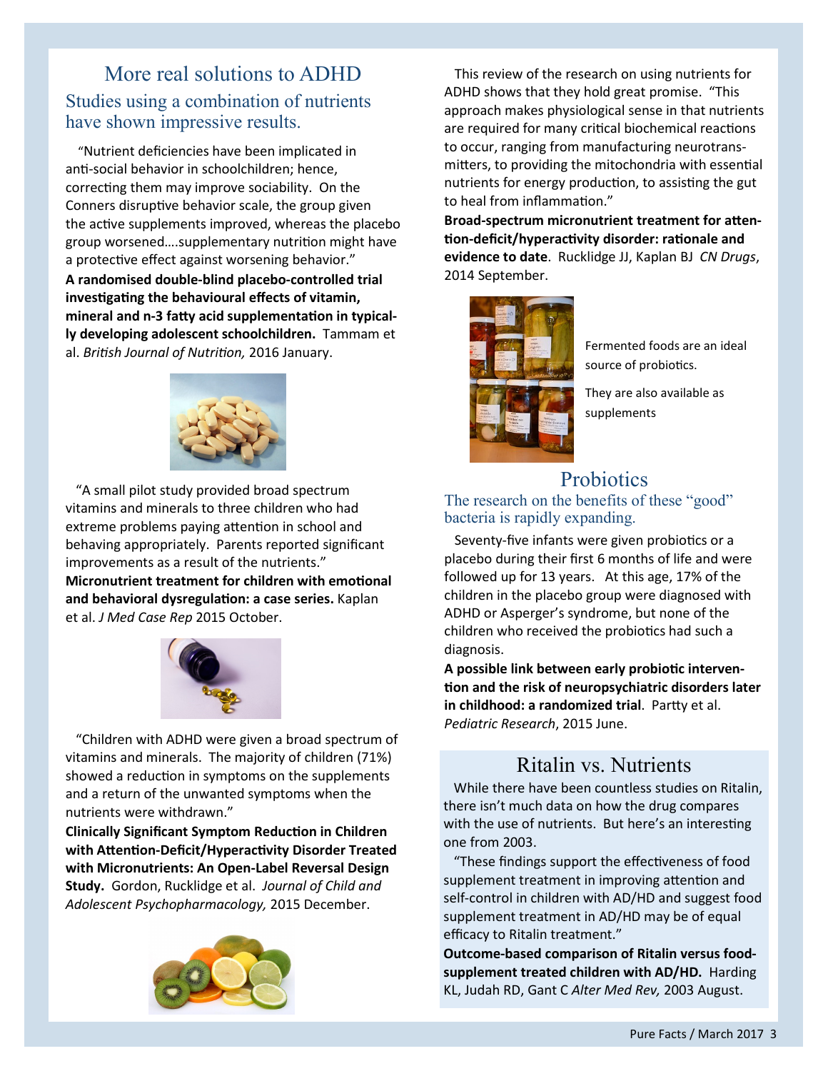# More real solutions to ADHD

## Studies using a combination of nutrients have shown impressive results.

"Nutrient deficiencies have been implicated in anti-social behavior in schoolchildren; hence, correcting them may improve sociability. On the Conners disruptive behavior scale, the group given the active supplements improved, whereas the placebo group worsened….supplementary nutrition might have a protective effect against worsening behavior."

**A randomised double-blind placebo-controlled trial investigating the behavioural effects of vitamin, mineral and n-3 fatty acid supplementation in typically developing adolescent schoolchildren.** Tammam et al. *British Journal of Nutrition,* 2016 January.

"A small pilot study provided broad spectrum vitamins and minerals to three children who had extreme problems paying attention in school and behaving appropriately. Parents reported significant improvements as a result of the nutrients."

**Micronutrient treatment for children with emotional and behavioral dysregulation: a case series.** Kaplan et al. *J Med Case Rep* 2015 October.

"Children with ADHD were given a broad spectrum of vitamins and minerals. The majority of children (71%) showed a reduction in symptoms on the supplements and a return of the unwanted symptoms when the nutrients were withdrawn."

**Clinically Significant Symptom Reduction in Children with Attention-Deficit/Hyperactivity Disorder Treated with Micronutrients: An Open-Label Reversal Design Study.** Gordon, Rucklidge et al. *Journal of Child and Adolescent Psychopharmacology,* 2015 December.

This review of the research on using nutrients for ADHD shows that they hold great promise. "This approach makes physiological sense in that nutrients are required for many critical biochemical reactions to occur, ranging from manufacturing neurotransmitters, to providing the mitochondria with essential nutrients for energy production, to assisting the gut to heal from inflammation."

**Broad-spectrum micronutrient treatment for attention-deficit/hyperactivity disorder: rationale and evidence to date**. Rucklidge JJ, Kaplan BJ *CN Drugs*, 2014 September.

Fermented foods are an ideal source of probiotics.

They are also available as supplements

# Probiotics

## The research on the benefits of these "good" bacteria is rapidly expanding.

Seventy-five infants were given probiotics or a placebo during their first 6 months of life and were followed up for 13 years. At this age, 17% of the children in the placebo group were diagnosed with ADHD or Asperger's syndrome, but none of the children who received the probiotics had such a diagnosis.

**A possible link between early probiotic intervention and the risk of neuropsychiatric disorders later in childhood: a randomized trial**. Partty et al. *Pediatric Research*, 2015 June.

# Ritalin vs. Nutrients

While there have been countless studies on Ritalin, there isn't much data on how the drug compares with the use of nutrients. But here's an interesting one from 2003.

"These findings support the effectiveness of food supplement treatment in improving attention and self-control in children with AD/HD and suggest food supplement treatment in AD/HD may be of equal efficacy to Ritalin treatment."

**Outcome-based comparison of Ritalin versus food-supplement treated children with AD/HD.** Harding KL, Judah RD, Gant C *Alter Med Rev,* 2003 August.